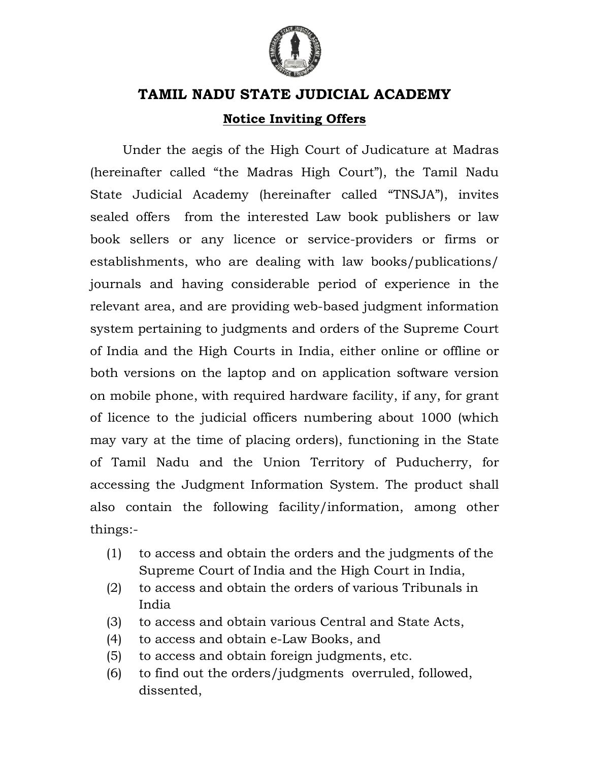# TAMIL NADU STATE JUDICIAL ACADEMY

## Notice Inviting Offers

Under the aegis of the High Court of Judicature at Madras (hereinafter called "the Madras High Court"), the Tamil Nadu State Judicial Academy (hereinafter called "TNSJA"), invites sealed offers from the interested Law book publishers or law book sellers or any licence or service-providers or firms or establishments, who are dealing with law books/publications/ journals and having considerable period of experience in the relevant area, and are providing web-based judgment information system pertaining to judgments and orders of the Supreme Court of India and the High Courts in India, either online or offline or both versions on the laptop and on application software version on mobile phone, with required hardware facility, if any, for grant of licence to the judicial officers numbering about 1000 (which may vary at the time of placing orders), functioning in the State of Tamil Nadu and the Union Territory of Puducherry, for accessing the Judgment Information System. The product shall also contain the following facility/information, among other things:-

(1) to access and obtain the orders and the judgments of the Supreme Court of India and the High Court in India,
(2) to access and obtain the orders of various Tribunals in India
(3) to access and obtain various Central and State Acts,
(4) to access and obtain e-Law Books, and
(5) to access and obtain foreign judgments, etc.
(6) to find out the orders/judgments overruled, followed, dissented,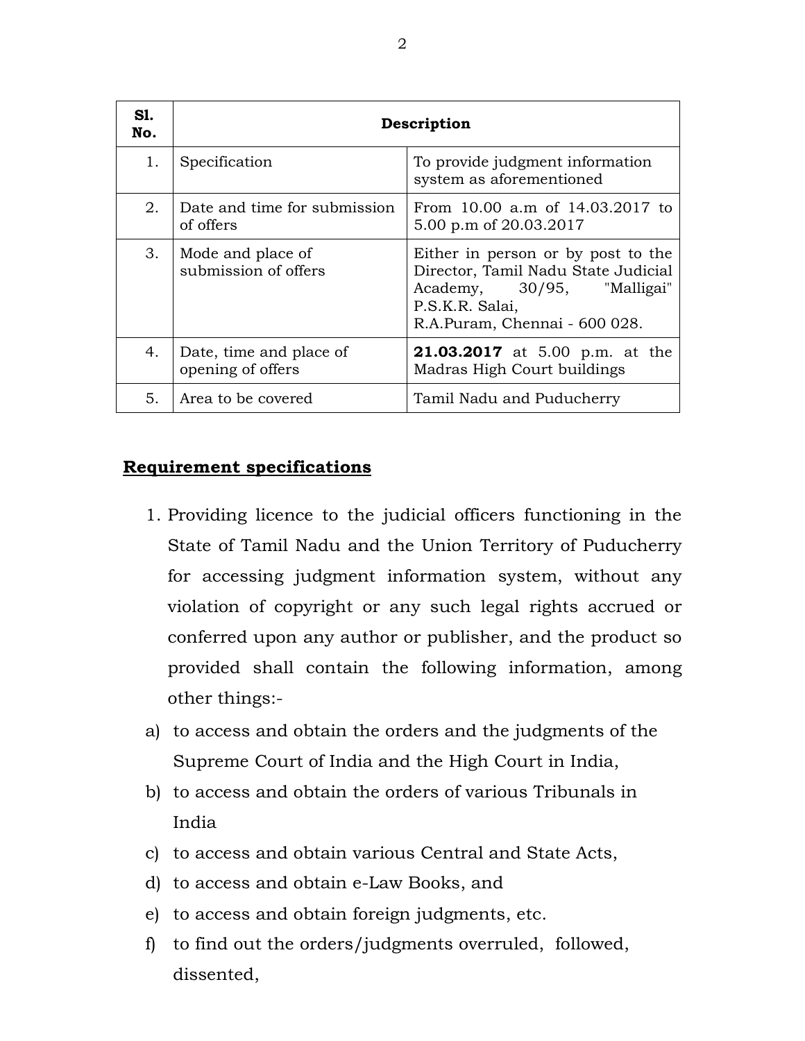| Sl. No. | Description | |
|---|---|---|
| 1. | Specification | To provide judgment information system as aforementioned |
| 2. | Date and time for submission of offers | From 10.00 a.m of 14.03.2017 to 5.00 p.m of 20.03.2017 |
| 3. | Mode and place of submission of offers | Either in person or by post to the Director, Tamil Nadu State Judicial Academy, 30/95, "Malligai" P.S.K.R. Salai, R.A.Puram, Chennai - 600 028. |
| 4. | Date, time and place of opening of offers | **21.03.2017** at 5.00 p.m. at the Madras High Court buildings |
| 5. | Area to be covered | Tamil Nadu and Puducherry |

## Requirement specifications

1. Providing licence to the judicial officers functioning in the State of Tamil Nadu and the Union Territory of Puducherry for accessing judgment information system, without any violation of copyright or any such legal rights accrued or conferred upon any author or publisher, and the product so provided shall contain the following information, among other things:-

a) to access and obtain the orders and the judgments of the Supreme Court of India and the High Court in India,

b) to access and obtain the orders of various Tribunals in India

c) to access and obtain various Central and State Acts,

d) to access and obtain e-Law Books, and

e) to access and obtain foreign judgments, etc.

f) to find out the orders/judgments overruled, followed, dissented,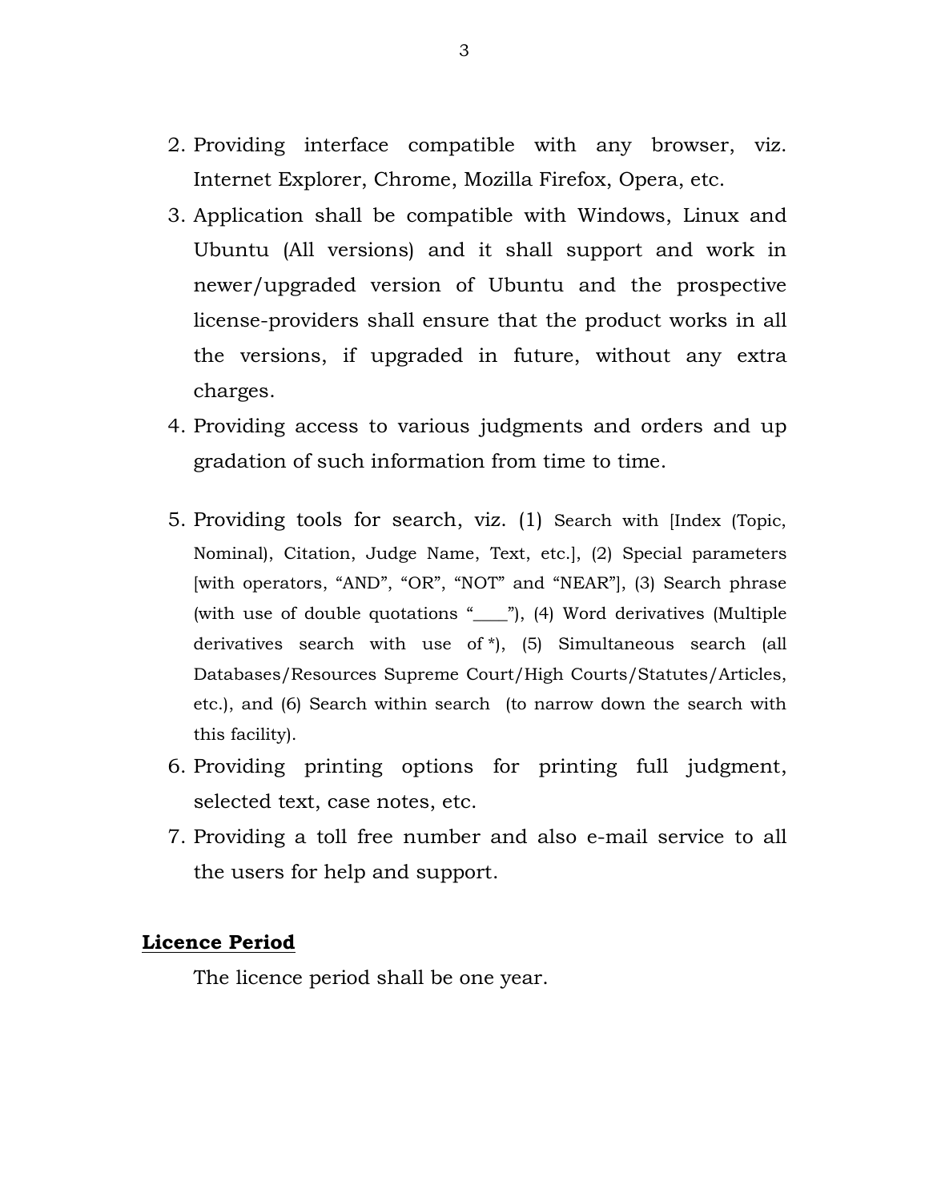2. Providing interface compatible with any browser, viz. Internet Explorer, Chrome, Mozilla Firefox, Opera, etc.
3. Application shall be compatible with Windows, Linux and Ubuntu (All versions) and it shall support and work in newer/upgraded version of Ubuntu and the prospective license-providers shall ensure that the product works in all the versions, if upgraded in future, without any extra charges.
4. Providing access to various judgments and orders and up gradation of such information from time to time.
5. Providing tools for search, viz. (1) Search with [Index (Topic, Nominal), Citation, Judge Name, Text, etc.], (2) Special parameters [with operators, "AND", "OR", "NOT" and "NEAR"], (3) Search phrase (with use of double quotations "____"), (4) Word derivatives (Multiple derivatives search with use of *), (5) Simultaneous search (all Databases/Resources Supreme Court/High Courts/Statutes/Articles, etc.), and (6) Search within search (to narrow down the search with this facility).
6. Providing printing options for printing full judgment, selected text, case notes, etc.
7. Providing a toll free number and also e-mail service to all the users for help and support.

**Licence Period**

The licence period shall be one year.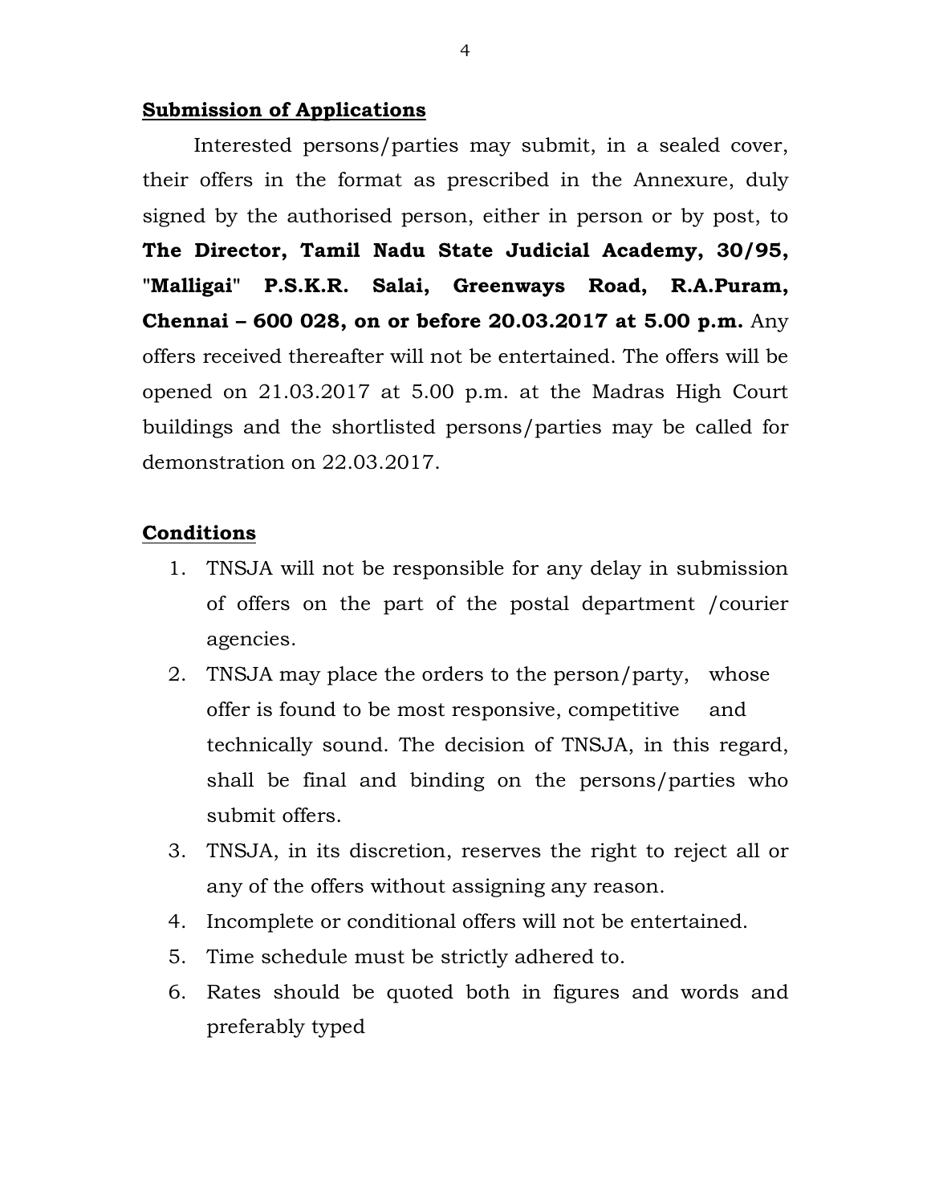## Submission of Applications

Interested persons/parties may submit, in a sealed cover, their offers in the format as prescribed in the Annexure, duly signed by the authorised person, either in person or by post, to **The Director, Tamil Nadu State Judicial Academy, 30/95, "Malligai" P.S.K.R. Salai, Greenways Road, R.A.Puram, Chennai – 600 028, on or before 20.03.2017 at 5.00 p.m.** Any offers received thereafter will not be entertained. The offers will be opened on 21.03.2017 at 5.00 p.m. at the Madras High Court buildings and the shortlisted persons/parties may be called for demonstration on 22.03.2017.

## Conditions

1. TNSJA will not be responsible for any delay in submission of offers on the part of the postal department /courier agencies.
2. TNSJA may place the orders to the person/party, whose offer is found to be most responsive, competitive and technically sound. The decision of TNSJA, in this regard, shall be final and binding on the persons/parties who submit offers.
3. TNSJA, in its discretion, reserves the right to reject all or any of the offers without assigning any reason.
4. Incomplete or conditional offers will not be entertained.
5. Time schedule must be strictly adhered to.
6. Rates should be quoted both in figures and words and preferably typed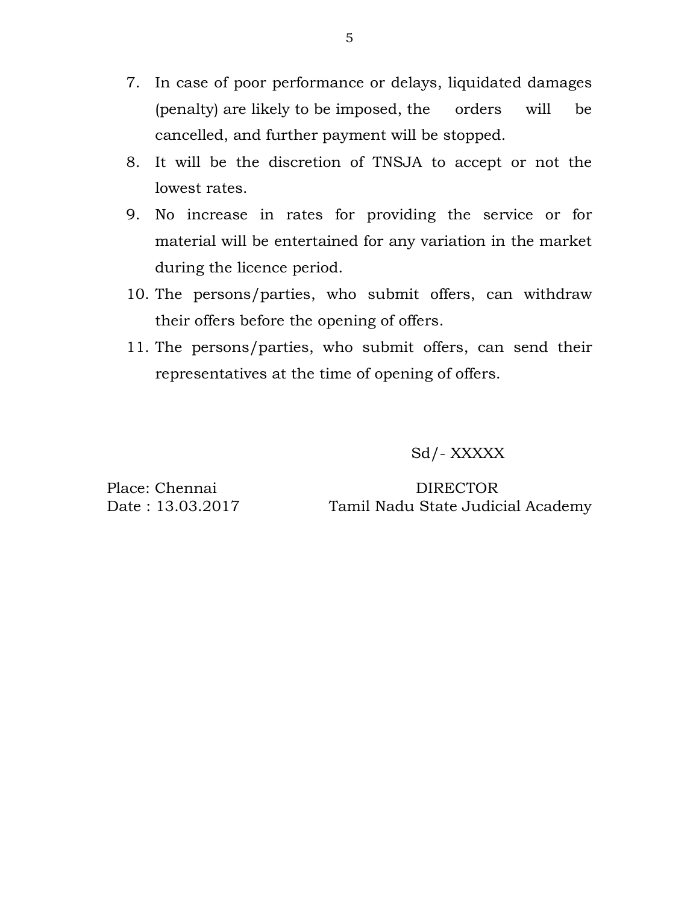7. In case of poor performance or delays, liquidated damages (penalty) are likely to be imposed, the orders will be cancelled, and further payment will be stopped.
8. It will be the discretion of TNSJA to accept or not the lowest rates.
9. No increase in rates for providing the service or for material will be entertained for any variation in the market during the licence period.
10. The persons/parties, who submit offers, can withdraw their offers before the opening of offers.
11. The persons/parties, who submit offers, can send their representatives at the time of opening of offers.

Sd/- XXXXX

Place: Chennai
Date : 13.03.2017

DIRECTOR
Tamil Nadu State Judicial Academy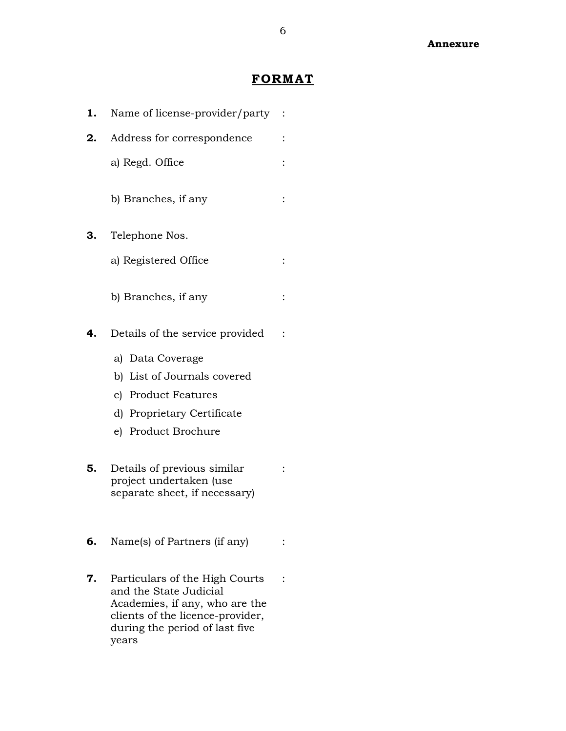**Annexure**

# FORMAT

**1.** Name of license-provider/party :

**2.** Address for correspondence :

a) Regd. Office :

b) Branches, if any :

**3.** Telephone Nos.

a) Registered Office :

b) Branches, if any :

**4.** Details of the service provided :

a) Data Coverage
b) List of Journals covered
c) Product Features
d) Proprietary Certificate
e) Product Brochure

**5.** Details of previous similar project undertaken (use separate sheet, if necessary) :

**6.** Name(s) of Partners (if any) :

**7.** Particulars of the High Courts and the State Judicial Academies, if any, who are the clients of the licence-provider, during the period of last five years :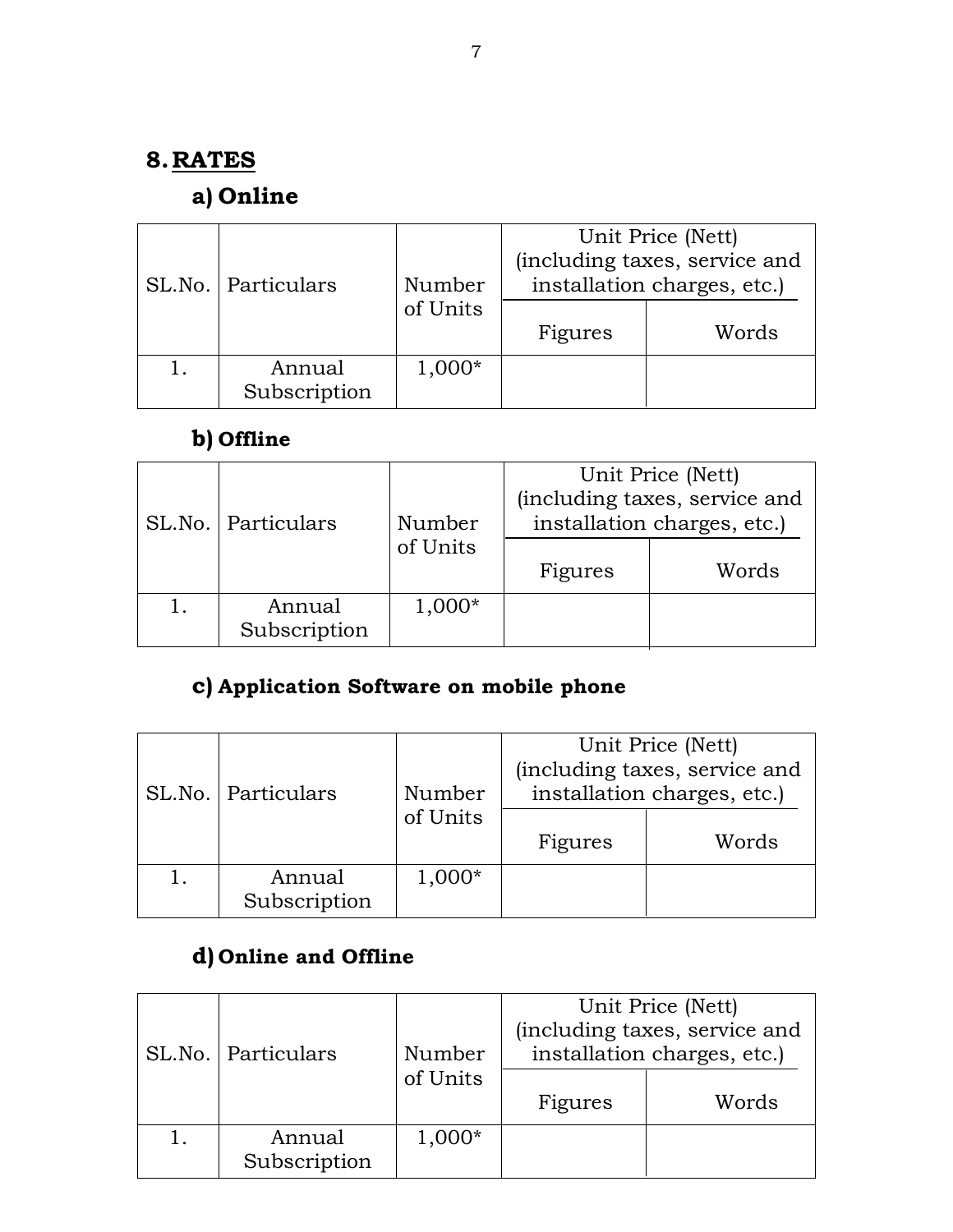## 8. RATES

### a) Online

| SL.No. | Particulars | Number of Units | Unit Price (Nett) (including taxes, service and installation charges, etc.) | |
|---|---|---|---|---|
| | | | Figures | Words |
| 1. | Annual Subscription | 1,000* | | |

### b) Offline

| SL.No. | Particulars | Number of Units | Unit Price (Nett) (including taxes, service and installation charges, etc.) | |
|---|---|---|---|---|
| | | | Figures | Words |
| 1. | Annual Subscription | 1,000* | | |

### c) Application Software on mobile phone

| SL.No. | Particulars | Number of Units | Unit Price (Nett) (including taxes, service and installation charges, etc.) | |
|---|---|---|---|---|
| | | | Figures | Words |
| 1. | Annual Subscription | 1,000* | | |

### d) Online and Offline

| SL.No. | Particulars | Number of Units | Unit Price (Nett) (including taxes, service and installation charges, etc.) | |
|---|---|---|---|---|
| | | | Figures | Words |
| 1. | Annual Subscription | 1,000* | | |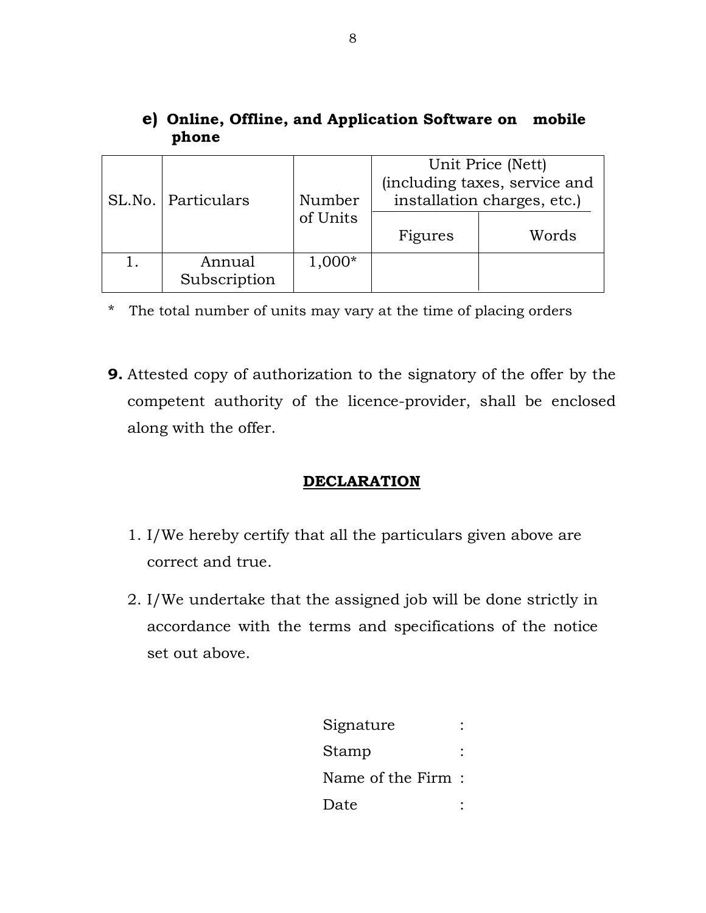### e) Online, Offline, and Application Software on mobile phone

| SL.No. | Particulars | Number of Units | Unit Price (Nett) (including taxes, service and installation charges, etc.) | |
|---|---|---|---|---|
| | | | Figures | Words |
| 1. | Annual Subscription | 1,000* | | |

\* The total number of units may vary at the time of placing orders

**9.** Attested copy of authorization to the signatory of the offer by the competent authority of the licence-provider, shall be enclosed along with the offer.

**DECLARATION**

1. I/We hereby certify that all the particulars given above are correct and true.
2. I/We undertake that the assigned job will be done strictly in accordance with the terms and specifications of the notice set out above.

Signature :

Stamp :

Name of the Firm :

Date :